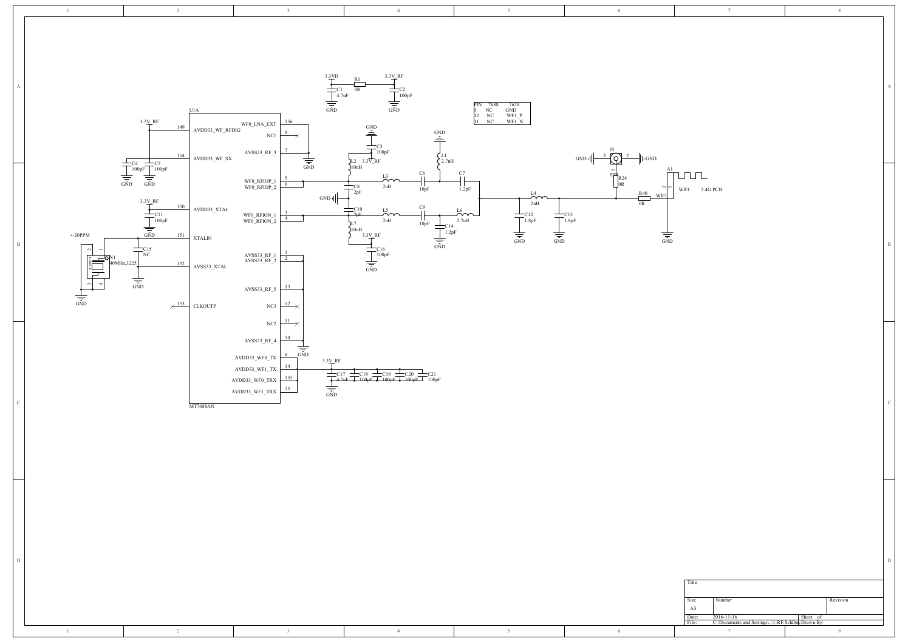| PIN | 7688 | 7628 |
|---|---|---|
| 9 | NC | GND |
| 12 | NC | WF1_P |
| 11 | NC | WF1_N |

U1A — MT7688AN

| Pin | Name |
|---|---|
| 149 | AVDD33_WF_RFDIG |
| 154 | AVDD33_WF_SX |
| 150 | AVDD33_XTAL |
| 151 | XTALIN |
| 152 | AVSS33_XTAL |
| 153 | CLKOUTP |
| 156 | WF0_LNA_EXT |
| 9 | NC1 |
| 7 | AVSS33_RF_3 |
| 5 | WF0_RFIOP_1 |
| 6 | WF0_RFIOP_2 |
| 3 | WF0_RFION_1 |
| 4 | WF0_RFION_2 |
| 1 | AVSS33_RF_1 |
| 2 | AVSS33_RF_2 |
| 13 | AVSS33_RF_5 |
| 12 | NC3 |
| 11 | NC2 |
| 10 | AVSS33_RF_4 |
| 8 | AVDD33_WF0_TX |
| 14 | AVDD33_WF1_TX |
| 155 | AVDD33_WF0_TRX |
| 15 | AVDD33_WF1_TRX |

3.3VD — R1 0R — 3.3V_RF; C1 4.7uF; C2 100pF

C4 100pF, C5 100pF, C11 100pF (3.3V_RF)

X1 40MHz,3225, +-20PPM; C15 NC

L2 10nH, C3 100pF (3.3V_RF); C8 2pF; C10 2pF; L7 10nH, C16 100pF (3.3V_RF)

L3 2nH, C6 10pF, L1 2.7nH, C7 1.2pF

L5 2nH, C9 10pF, C14 1.2pF, L6 2.7nH

C12 1.8pF, L4 2nH, C13 1.8pF

J5 ipex, R24 0R, R40 0R, A1 WIFI 2.4G PCB

C17 4.7uF, C18 100pF, C19 100pF, C20 100pF, C21 100pF (3.3V_RF)

| Title | | |
|---|---|---|
| Size A3 | Number | Revision |
| Date: 2016-11-16 | Sheet of | |
| File: C:\Documents and Settings\..\1-RF.SchDoc | Drawn By: | |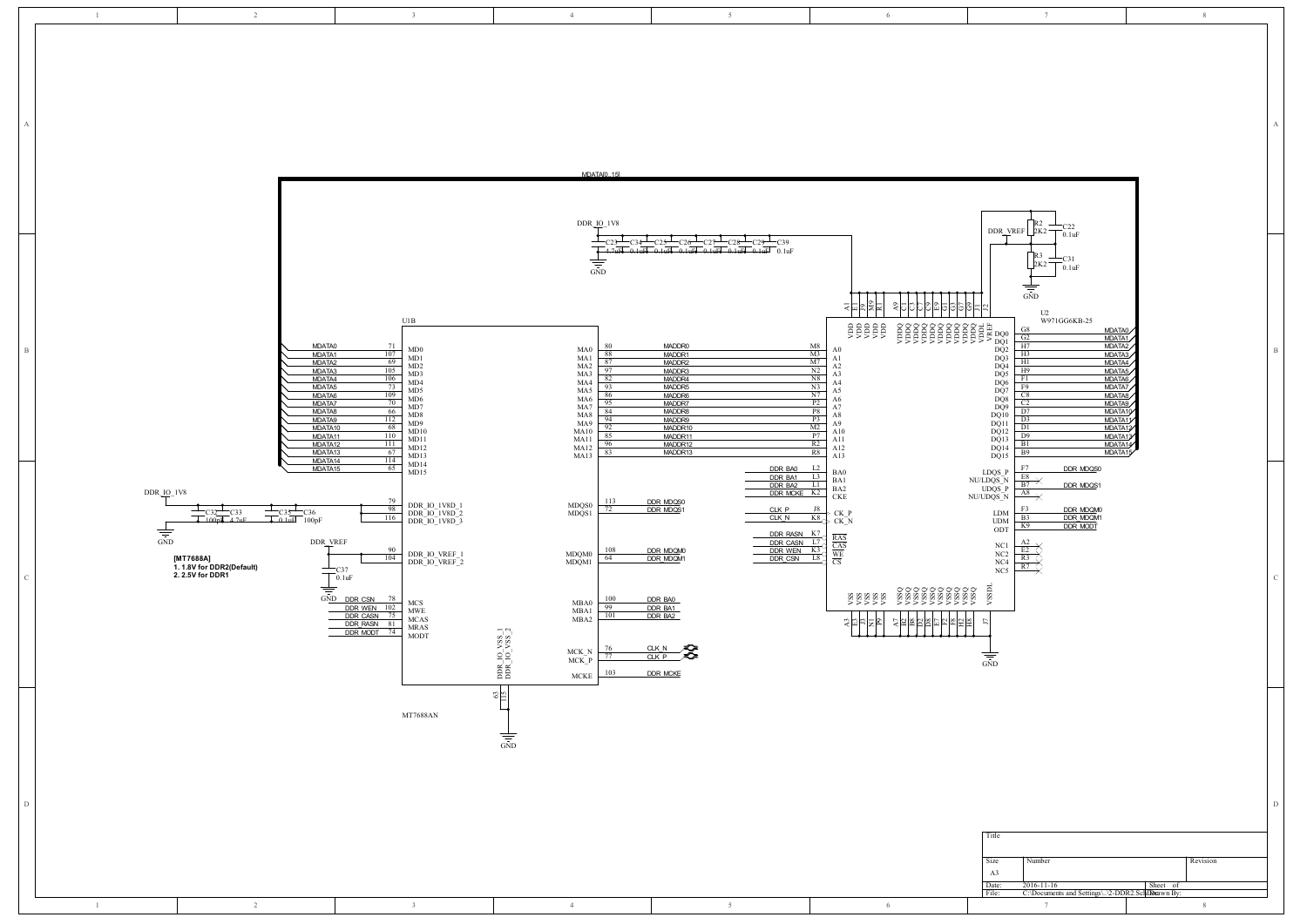MDATA[0..15]

DDR_IO_1V8

C23 4.7uF, C34 0.1uF, C25 0.1uF, C26 0.1uF, C27 0.1uF, C28 0.1uF, C29 0.1uF, C39 0.1uF

GND

DDR_VREF

R2 2K2, C22 0.1uF

R3 2K2, C31 0.1uF

GND

U2
W971GG6KB-25

U1B

| Net | Pin | U1B Pin Name |
|---|---|---|
| MDATA0 | 71 | MD0 |
| MDATA1 | 107 | MD1 |
| MDATA2 | 69 | MD2 |
| MDATA3 | 105 | MD3 |
| MDATA4 | 106 | MD4 |
| MDATA5 | 73 | MD5 |
| MDATA6 | 109 | MD6 |
| MDATA7 | 70 | MD7 |
| MDATA8 | 66 | MD8 |
| MDATA9 | 112 | MD9 |
| MDATA10 | 68 | MD10 |
| MDATA11 | 110 | MD11 |
| MDATA12 | 111 | MD12 |
| MDATA13 | 67 | MD13 |
| MDATA14 | 114 | MD14 |
| MDATA15 | 65 | MD15 |
| DDR_IO_1V8 | 79 | DDR_IO_1V8D_1 |
| DDR_IO_1V8 | 98 | DDR_IO_1V8D_2 |
| DDR_IO_1V8 | 116 | DDR_IO_1V8D_3 |
| DDR_VREF | 90 | DDR_IO_VREF_1 |
| DDR_VREF | 104 | DDR_IO_VREF_2 |
| DDR_CSN | 78 | MCS |
| DDR_WEN | 102 | MWE |
| DDR_CASN | 75 | MCAS |
| DDR_RASN | 81 | MRAS |
| DDR_MODT | 74 | MODT |
| GND | 63 | DDR_IO_VSS_1 |
| GND | 115 | DDR_IO_VSS_2 |

| U1B Pin Name | Pin | Net | U2 Pin | U2 Pin Name |
|---|---|---|---|---|
| MA0 | 80 | MADDR0 | M8 | A0 |
| MA1 | 88 | MADDR1 | M3 | A1 |
| MA2 | 87 | MADDR2 | M7 | A2 |
| MA3 | 97 | MADDR3 | N2 | A3 |
| MA4 | 82 | MADDR4 | N8 | A4 |
| MA5 | 93 | MADDR5 | N3 | A5 |
| MA6 | 86 | MADDR6 | N7 | A6 |
| MA7 | 95 | MADDR7 | P2 | A7 |
| MA8 | 84 | MADDR8 | P8 | A8 |
| MA9 | 94 | MADDR9 | P3 | A9 |
| MA10 | 92 | MADDR10 | M2 | A10 |
| MA11 | 85 | MADDR11 | P7 | A11 |
| MA12 | 96 | MADDR12 | R2 | A12 |
| MA13 | 83 | MADDR13 | R8 | A13 |
| MDQS0 | 113 | DDR_MDQS0 | F7 | LDQS_P |
| MDQS1 | 72 | DDR_MDQS1 | B7 | UDQS_P |
| MDQM0 | 108 | DDR_MDQM0 | F3 | LDM |
| MDQM1 | 64 | DDR_MDQM1 | B3 | UDM |
| MBA0 | 100 | DDR_BA0 | L2 | BA0 |
| MBA1 | 99 | DDR_BA1 | L3 | BA1 |
| MBA2 | 101 | DDR_BA2 | L1 | BA2 |
| MCK_N | 76 | CLK_N | K8 | CK_N |
| MCK_P | 77 | CLK_P | J8 | CK_P |
| MCKE | 103 | DDR_MCKE | K2 | CKE |
| MRAS | 81 | DDR_RASN | K7 | RAS |
| MCAS | 75 | DDR_CASN | L7 | CAS |
| MWE | 102 | DDR_WEN | K3 | WE |
| MCS | 78 | DDR_CSN | L8 | CS |
| MODT | 74 | DDR_MODT | K9 | ODT |

| U2 Pin Name | Pin | Net |
|---|---|---|
| DQ0 | G8 | MDATA0 |
| DQ1 | G2 | MDATA1 |
| DQ2 | H7 | MDATA2 |
| DQ3 | H3 | MDATA3 |
| DQ4 | H1 | MDATA4 |
| DQ5 | H9 | MDATA5 |
| DQ6 | F1 | MDATA6 |
| DQ7 | F9 | MDATA7 |
| DQ8 | C8 | MDATA8 |
| DQ9 | C2 | MDATA9 |
| DQ10 | D7 | MDATA10 |
| DQ11 | D3 | MDATA11 |
| DQ12 | D1 | MDATA12 |
| DQ13 | D9 | MDATA13 |
| DQ14 | B1 | MDATA14 |
| DQ15 | B9 | MDATA15 |
| NU/LDQS_N | E8 | NC |
| NU/UDQS_N | A8 | NC |
| NC1 | A2 | NC |
| NC2 | E2 | NC |
| NC4 | R3 | NC |
| NC5 | R7 | NC |

U2 power pins: VDD (A1, E1, J9, M9, R1), VDDQ (A9, C1, C3, C7, C9, E9, G1, G3, G7, G9), VDDL (J1), VREF (J2)

U2 ground pins: VSS (A3, E3, J3, N1, P9), VSSQ (A7, B2, B8, D2, D8, E7, F2, F8, H2, H8), VSSDL (J7) — GND

DDR_IO_1V8: C32 100pF, C33 4.7uF, C35 0.1uF, C36 100pF — GND

DDR_VREF: C37 0.1uF — GND

**[MT7688A]**
**1. 1.8V for DDR2(Default)**
**2. 2.5V for DDR1**

MT7688AN

| Title | | |
|---|---|---|
| Size | Number | Revision |
| A3 | | |
| Date: | 2016-11-16 | Sheet of |
| File: | C:\Documents and Settings\..\2-DDR2.SchDoc | Drawn By: |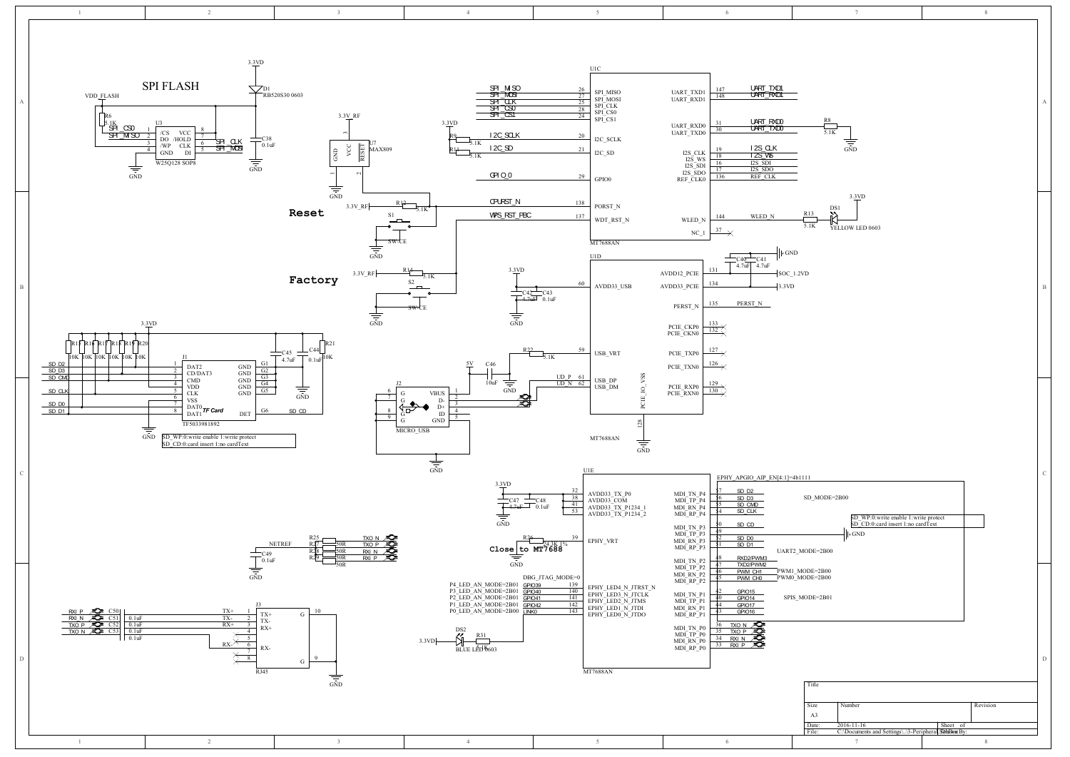## SPI FLASH

VDD_FLASH, 3.3VD, D1 RB520S30 0603, R6 5.1K, U3 W25Q128 SOP8: /CS (1), DO (2), /WP (3), GND (4), VCC (8), /HOLD (7), CLK (6), DI (5). SPI_CS0, SPI_MISO, SPI_CLK, SPI_MOSI. C38 0.1uF, GND.

U7 MAX809: GND (1), VCC (3), RESET (2). 3.3V_RF.

**Reset**

3.3V_RF, R12 5.1K, S1 SW-CE, GND.

**Factory**

3.3V_RF, R14 5.1K, S2 SW-CE, GND.

U1C MT7688AN:

| Signal | Pin | Name | Name | Pin | Signal |
|---|---|---|---|---|---|
| SPI_MISO | 26 | SPI_MISO | UART_TXD1 | 147 | UART_TXD1 |
| SPI_MOSI | 27 | SPI_MOSI | UART_RXD1 | 148 | UART_RXD1 |
| SPI_CLK | 25 | SPI_CLK | UART_RXD0 | 31 | UART_RXD0 |
| SPI_CS0 | 28 | SPI_CS0 | UART_TXD0 | 30 | UART_TXD0 |
| SPI_CS1 | 24 | SPI_CS1 | I2S_CLK | 19 | I2S_CLK |
| I2C_SCLK | 20 | I2C_SCLK | I2S_WS | 18 | I2S_WS |
| I2C_SD | 21 | I2C_SD | I2S_SDI | 16 | I2S_SDI |
| GPIO_0 | 29 | GPIO0 | I2S_SDO | 17 | I2S_SDO |
| CPURST_N | 138 | PORST_N | REF_CLK0 | 136 | REF_CLK |
| WPS_RST_PBC | 137 | WDT_RST_N | WLED_N | 144 | WLED_N |
| | | | NC_1 | 37 | |

3.3VD, R9 5.1K, R11 5.1K. R8 5.1K, GND. R13 5.1K, DS1 YELLOW LED 0603, 3.3VD.

U1D MT7688AN:

| Signal | Pin | Name | Name | Pin | Signal |
|---|---|---|---|---|---|
| 3.3VD | 60 | AVDD33_USB | AVDD12_PCIE | 131 | SOC_1.2VD |
| | 59 | USB_VRT | AVDD33_PCIE | 134 | 3.3VD |
| UD_P | 61 | USB_DP | PERST_N | 135 | PERST_N |
| UD_N | 62 | USB_DM | PCIE_CKP0 | 133 | |
| | 128 | PCIE_IO_VSS | PCIE_CKN0 | 132 | |
| | | | PCIE_TXP0 | 127 | |
| | | | PCIE_TXN0 | 126 | |
| | | | PCIE_RXP0 | 129 | |
| | | | PCIE_RXN0 | 130 | |

C40 4.7uF, C41 4.7uF, GND. C42 4.7uF, C43 0.1uF. R22 5.1K. 5V, C46 10uF, GND.

J2 MICRO_USB: VBUS (1), D- (2), D+ (3), ID (4), GND (5), G (6, 7, 8, 9). GND.

3.3VD, R17, R16, R15, R18, R19, R20 10K, R21 10K, C45 4.7uF, C44 0.1uF.

J1 TF5033981892 (TF Card): DAT2 (1), CD/DAT3 (2), CMD (3), VDD (4), CLK (5), VSS (6), DAT0 (7), DAT1 (8), GND G1–G5, DET G6. SD_D2, SD_D3, SD_CMD, SD_CLK, SD_D0, SD_D1, SD_CD. GND.

SD_WP:0:write enable 1:write protect
SD_CD:0:card insert 1:no cardText

U1E MT7688AN — EPHY_APGIO_AIP_EN[4:1]=4b1111

| Signal | Pin | Name | Name | Pin | Signal |
|---|---|---|---|---|---|
| 3.3VD | 32 | AVDD33_TX_P0 | MDI_TN_P4 | 37 | SD_D2 |
| | 38 | AVDD33_COM | MDI_TP_P4 | 36 | SD_D3 |
| | 41 | AVDD33_TX_P1234_1 | MDI_RN_P4 | 35 | SD_CMD |
| | 53 | AVDD33_TX_P1234_2 | MDI_RP_P4 | 34 | SD_CLK |
| | 39 | EPHY_VRT | MDI_TN_P3 | 50 | SD_CD |
| GPIO39 | 139 | EPHY_LED4_N_JTRST_N | MDI_TP_P3 | 49 | |
| GPIO40 | 140 | EPHY_LED3_N_JTCLK | MDI_RN_P3 | 52 | SD_D0 |
| GPIO41 | 141 | EPHY_LED2_N_JTMS | MDI_RP_P3 | 51 | SD_D1 |
| GPIO42 | 142 | EPHY_LED1_N_JTDI | MDI_TN_P2 | 48 | RXD2/PWM3 |
| LINK0 | 143 | EPHY_LED0_N_JTDO | MDI_TP_P2 | 47 | TXD2/PWM2 |
| | | | MDI_RN_P2 | 46 | PWM_CH1 |
| | | | MDI_RP_P2 | 45 | PWM_CH0 |
| | | | MDI_TN_P1 | 42 | GPIO15 |
| | | | MDI_TP_P1 | 40 | GPIO14 |
| | | | MDI_RN_P1 | 44 | GPIO17 |
| | | | MDI_RP_P1 | 43 | GPIO16 |
| | | | MDI_TN_P0 | 36 | TXO_N |
| | | | MDI_TP_P0 | 35 | TXO_P |
| | | | MDI_RN_P0 | 34 | RXI_N |
| | | | MDI_RP_P0 | 33 | RXI_P |

SD_MODE=2B00
UART2_MODE=2B00
PWM1_MODE=2B00
PWM0_MODE=2B00
SPIS_MODE=2B01

DBG_JTAG_MODE=0
P4_LED_AN_MODE=2B01
P3_LED_AN_MODE=2B01
P2_LED_AN_MODE=2B01
P1_LED_AN_MODE=2B01
P0_LED_AN_MODE=2B00

C47 4.7uF, C48 0.1uF, GND. R26 24.3K 1%, **Close to MT7688**. 3.3VD, DS2 BLUE LED 0603, R31.

NETREF, C49 0.1uF, GND. R25, R27, R28, R29 50R: TXO_N, TXO_P, RXI_N, RXI_P.

RXI_P C50 0.1uF, RXI_N C51 0.1uF, TXO_P C52 0.1uF, TXO_N C53 0.1uF.

J3 RJ45: TX+ (1), TX- (2), RX+ (3), (4), (5), RX- (6), (7), (8), G (10), G (9). GND.

| Title | | |
|---|---|---|
| Size: A3 | Number | Revision |
| Date: 2016-11-16 | Sheet of | |
| File: C:\Documents and Settings\..\3-Peripheral.SchDoc | Drawn By: | |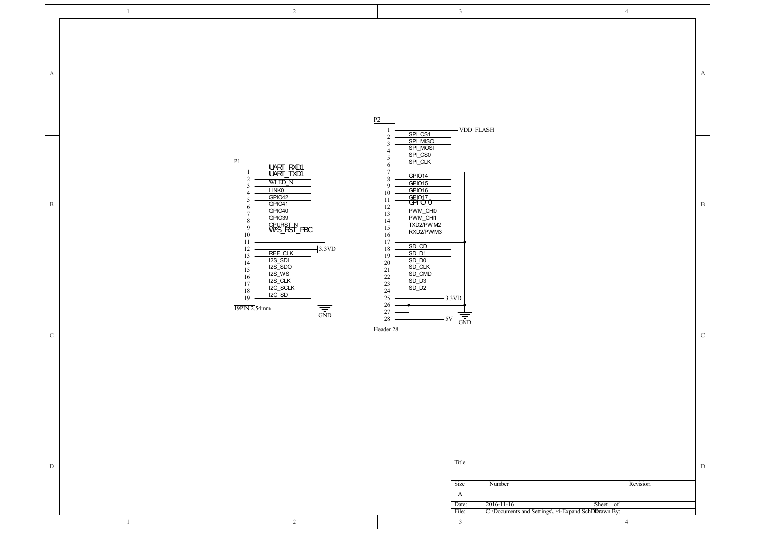**P1** (19PIN 2.54mm)

| Pin | Signal |
|---|---|
| 1 | UART_RXD1 |
| 2 | UART_TXD1 |
| 3 | WLED_N |
| 4 | LINK0 |
| 5 | GPIO42 |
| 6 | GPIO41 |
| 7 | GPIO40 |
| 8 | GPIO39 |
| 9 | CPURST_N |
| 10 | WPS_RST_PBC |
| 11 | 3.3VD |
| 12 | GND |
| 13 | REF_CLK |
| 14 | I2S_SDI |
| 15 | I2S_SDO |
| 16 | I2S_WS |
| 17 | I2S_CLK |
| 18 | I2C_SCLK |
| 19 | I2C_SD |

**P2** (Header 28)

| Pin | Signal |
|---|---|
| 1 | VDD_FLASH |
| 2 | SPI_CS1 |
| 3 | SPI_MISO |
| 4 | SPI_MOSI |
| 5 | SPI_CS0 |
| 6 | SPI_CLK |
| 7 | GND |
| 8 | GPIO14 |
| 9 | GPIO15 |
| 10 | GPIO16 |
| 11 | GPIO17 |
| 12 | GPIO_0 |
| 13 | PWM_CH0 |
| 14 | PWM_CH1 |
| 15 | TXD2/PWM2 |
| 16 | RXD2/PWM3 |
| 17 | GND |
| 18 | SD_CD |
| 19 | SD_D1 |
| 20 | SD_D0 |
| 21 | SD_CLK |
| 22 | SD_CMD |
| 23 | SD_D3 |
| 24 | SD_D2 |
| 25 | 3.3VD |
| 26 | GND |
| 27 | GND |
| 28 | 5V |

| Title | | |
|---|---|---|
| Size: A | Number | Revision |
| Date: 2016-11-16 | Sheet of | |
| File: C:\Documents and Settings\..\4-Expand.SchDoc | Drawn By: | |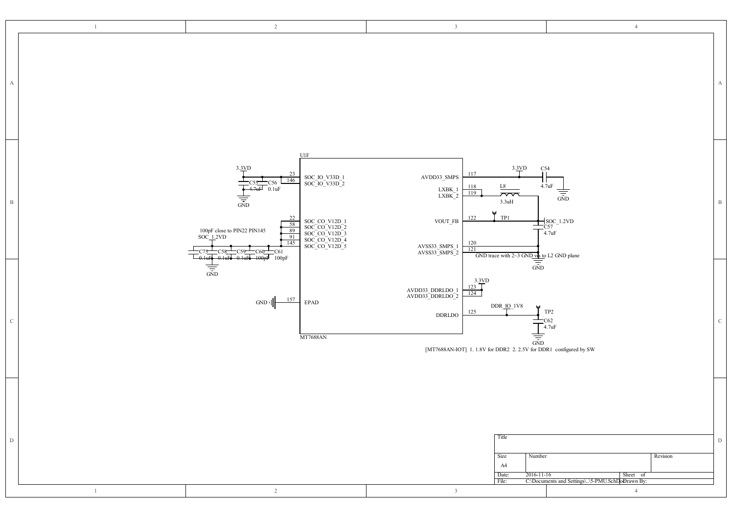U1F

MT7688AN

| Pin | Name | Net |
|---|---|---|
| 23 | SOC_IO_V33D_1 | 3.3VD |
| 146 | SOC_IO_V33D_2 | 3.3VD |
| 22 | SOC_CO_V12D_1 | SOC_1.2VD |
| 58 | SOC_CO_V12D_2 | SOC_1.2VD |
| 89 | SOC_CO_V12D_3 | SOC_1.2VD |
| 91 | SOC_CO_V12D_4 | SOC_1.2VD |
| 145 | SOC_CO_V12D_5 | SOC_1.2VD |
| 157 | EPAD | GND |
| 117 | AVDD33_SMPS | 3.3VD |
| 118 | LXBK_1 | L8 |
| 119 | LXBK_2 | L8 |
| 122 | VOUT_FB | SOC_1.2VD (TP1) |
| 120 | AVSS33_SMPS_1 | GND |
| 121 | AVSS33_SMPS_2 | GND |
| 123 | AVDD33_DDRLDO_1 | 3.3VD |
| 124 | AVDD33_DDRLDO_2 | 3.3VD |
| 125 | DDRLDO | DDR_IO_1V8 (TP2) |

3.3VD: C55 4.7uF, C56 0.1uF to GND

100pF close to PIN22 PIN145

SOC_1.2VD: C75 0.1uF, C58 0.1uF, C59 0.1uF, C60 100pF, C61 100pF to GND

C54 4.7uF (3.3VD to GND)

L8 3.3uH

C57 4.7uF (SOC_1.2VD to GND)

GND trace with 2~3 GND via to L2 GND plane

C62 4.7uF (DDR_IO_1V8 to GND)

[MT7688AN-IOT] 1. 1.8V for DDR2 2. 2.5V for DDR1 configured by SW

| Title | | |
|---|---|---|
| Size: A4 | Number | Revision |
| Date: 2016-11-16 | Sheet of | |
| File: C:\Documents and Settings\..\5-PMU.SchDoc | Drawn By: | |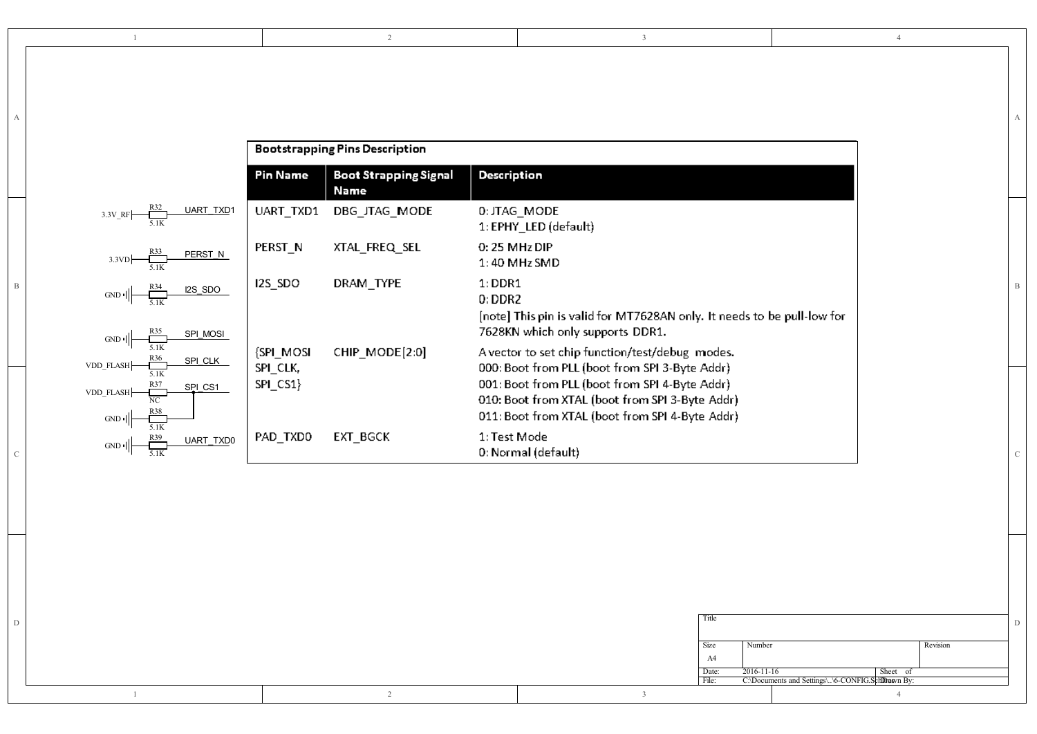| R32 | 3.3V_RF | 5.1K | UART_TXD1 |
|---|---|---|---|
| R33 | 3.3VD | 5.1K | PERST_N |
| R34 | GND | 5.1K | I2S_SDO |
| R35 | GND | 5.1K | SPI_MOSI |
| R36 | VDD_FLASH | 5.1K | SPI_CLK |
| R37 | VDD_FLASH | NC | SPI_CS1 |
| R38 | GND | 5.1K | SPI_CS1 |
| R39 | GND | 5.1K | UART_TXD0 |

## Bootstrapping Pins Description

| Pin Name | Boot Strapping Signal Name | Description |
|---|---|---|
| UART_TXD1 | DBG_JTAG_MODE | 0: JTAG_MODE<br>1: EPHY_LED (default) |
| PERST_N | XTAL_FREQ_SEL | 0: 25 MHz DIP<br>1: 40 MHz SMD |
| I2S_SDO | DRAM_TYPE | 1: DDR1<br>0: DDR2<br>[note] This pin is valid for MT7628AN only. It needs to be pull-low for 7628KN which only supports DDR1. |
| {SPI_MOSI SPI_CLK, SPI_CS1} | CHIP_MODE[2:0] | A vector to set chip function/test/debug modes.<br>000: Boot from PLL (boot from SPI 3-Byte Addr)<br>001: Boot from PLL (boot from SPI 4-Byte Addr)<br>010: Boot from XTAL (boot from SPI 3-Byte Addr)<br>011: Boot from XTAL (boot from SPI 4-Byte Addr) |
| PAD_TXD0 | EXT_BGCK | 1: Test Mode<br>0: Normal (default) |

Title

Size: A4 | Number | Revision

Date: 2016-11-16 | Sheet of

File: C:\Documents and Settings\..\6-CONFIG.SchDoc | Drawn By: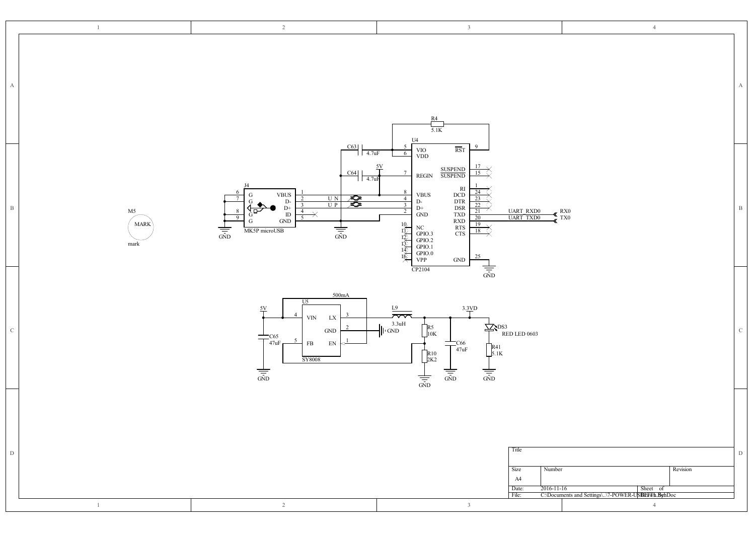| Title | | | |
| --- | --- | --- | --- |
| Size | Number | | Revision |
| A4 | | | |
| Date: | 2016-11-16 | Sheet of | |
| File: | C:\Documents and Settings\..\7-POWER-USB.SchDoc | Drawn By: | |

J4 — MK5P microUSB: 1 VBUS, 2 D-, 3 D+, 4 ID, 5 GND, 6 G, 7 G, 8 G, 9 G

U4 — CP2104: 5 VIO, 6 VDD, 7 REGIN, 8 VBUS, 4 D-, 3 D+, 2 GND, 10 NC, 11 GPIO.3, 12 GPIO.2, 13 GPIO.1, 14 GPIO.0, 16 VPP, 9 RST, 17 SUSPEND, 15 SUSPEND, 1 RI, 24 DCD, 23 DTR, 22 DSR, 21 TXD, 20 RXD, 19 RTS, 18 CTS, 25 GND

R4 5.1K; C63 4.7uF; C64 4.7uF; 5V; U N; U P; UART_RXD0 RX0; UART_TXD0 TX0; GND

M5 MARK mark

U5 — SY8008 (500mA): 4 VIN, 3 LX, 2 GND, 5 FB, 1 EN

5V; C65 47uF; L9 3.3uH; R5 10K; R10 2K2; C66 47uF; 3.3VD; DS3 RED LED 0603; R41 5.1K; GND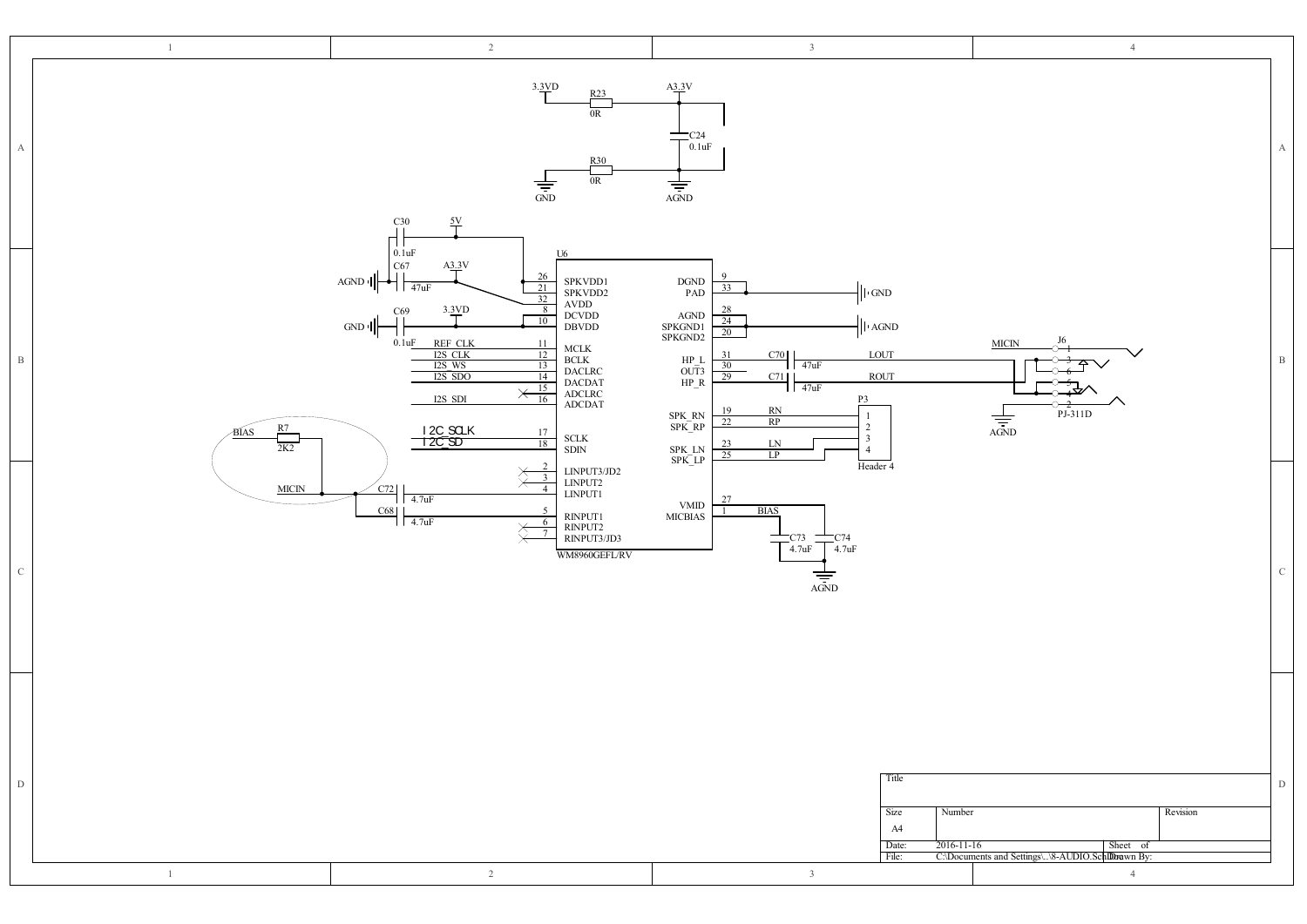1 2 3 4

A

3.3VD

R23
0R

A3.3V

C24
0.1uF

R30
0R

GND

AGND

C30
0.1uF

5V

C67
47uF

A3.3V

AGND

C69
0.1uF

3.3VD

GND

U6

26 SPKVDD1
21 SPKVDD2
32 AVDD
8 DCVDD
10 DBVDD

REF_CLK 11 MCLK
I2S_CLK 12 BCLK
I2S_WS 13 DACLRC
I2S_SDO 14 DACDAT
15 ADCLRC
I2S_SDI 16 ADCDAT

I2C_SCLK 17 SCLK
I2C_SD 18 SDIN

2 LINPUT3/JD2
3 LINPUT2
4 LINPUT1

5 RINPUT1
6 RINPUT2
7 RINPUT3/JD3

WM8960GEFL/RV

DGND 9
PAD 33

AGND 28
SPKGND1 24
SPKGND2 20

HP_L 31
OUT3 30
HP_R 29

SPK_RN 19
SPK_RP 22

SPK_LN 23
SPK_LP 25

VMID 27
MICBIAS 1

GND

AGND

C70 47uF LOUT

C71 47uF ROUT

RN
RP
LN
LP

P3
1
2
3
4
Header 4

BIAS

C73 4.7uF
C74 4.7uF

AGND

MICIN

J6
1
3
6
5
4
2
PJ-311D

AGND

BIAS

R7
2K2

MICIN

C72 4.7uF

C68 4.7uF

B

C

D

| | | | |
|---|---|---|---|
| Title | | | |
| Size | Number | | Revision |
| A4 | | | |
| Date: | 2016-11-16 | Sheet of | |
| File: | C:\Documents and Settings\..\8-AUDIO.SchDoc | Drawn By: | |